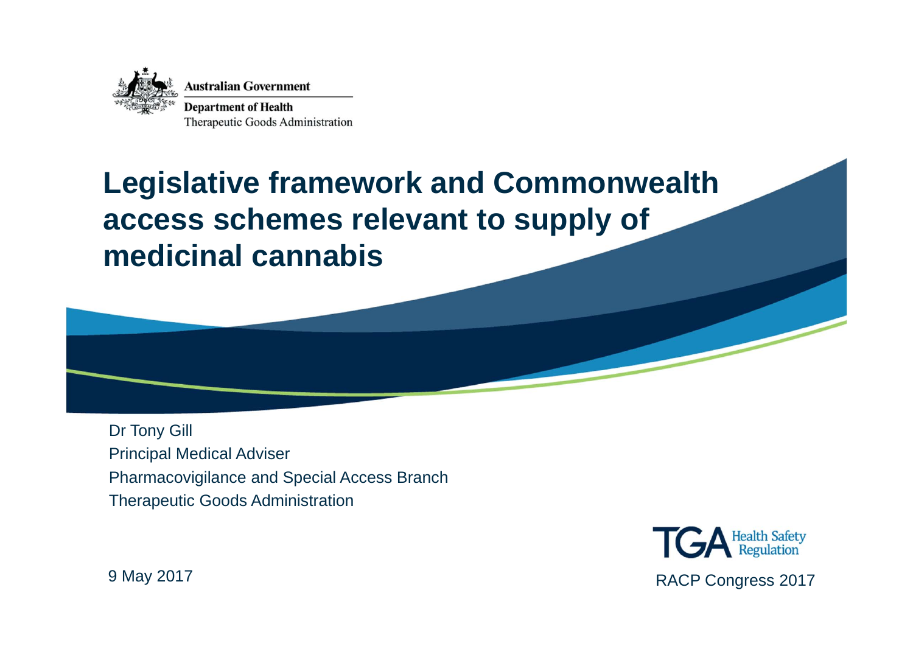Australian Government

Department of Health

Therapeutic Goods Administration

# Legislative framework and Commonwealth access schemes relevant to supply of medicinal cannabis

Dr Tony Gill

Principal Medical Adviser

Pharmacovigilance and Special Access Branch

Therapeutic Goods Administration

TGA Health Safety Regulation

9 May 2017

RACP Congress 2017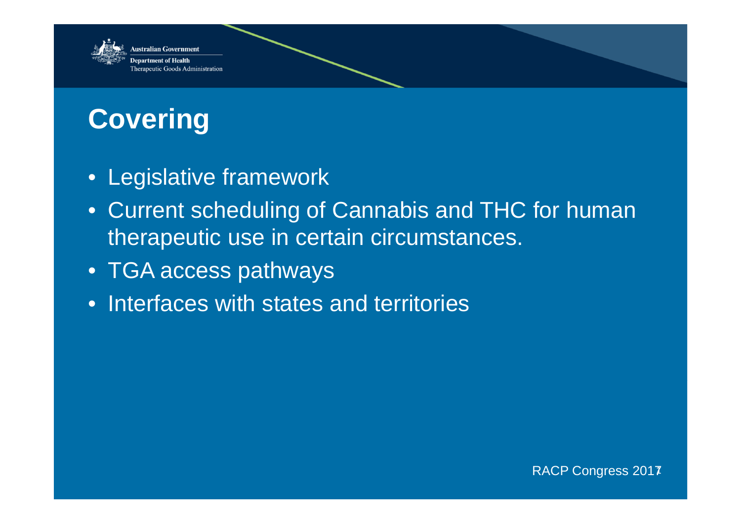# Covering

- Legislative framework
- Current scheduling of Cannabis and THC for human therapeutic use in certain circumstances.
- TGA access pathways
- Interfaces with states and territories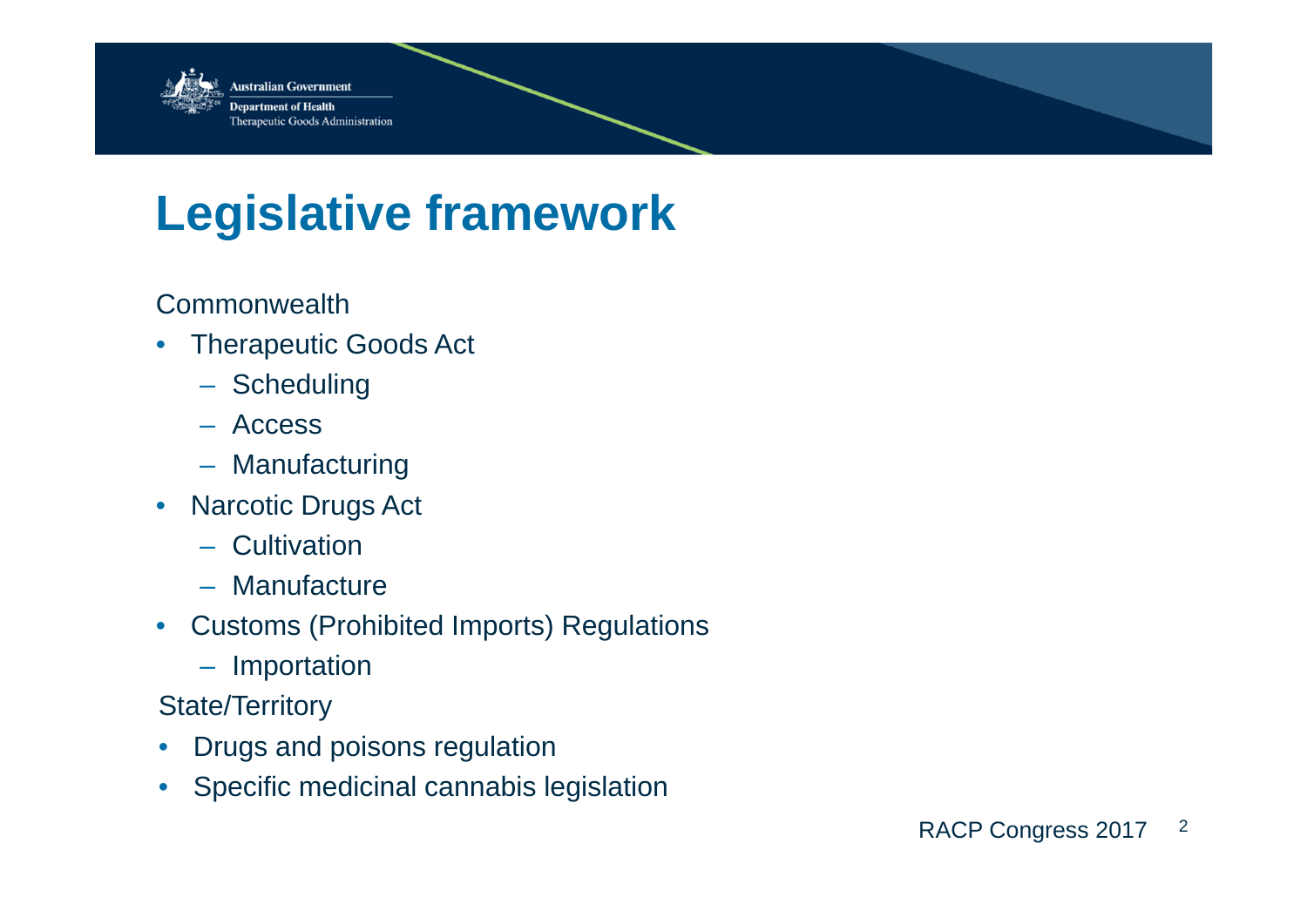# Legislative framework

Commonwealth

- Therapeutic Goods Act
  - Scheduling
  - Access
  - Manufacturing
- Narcotic Drugs Act
  - Cultivation
  - Manufacture
- Customs (Prohibited Imports) Regulations
  - Importation

State/Territory

- Drugs and poisons regulation
- Specific medicinal cannabis legislation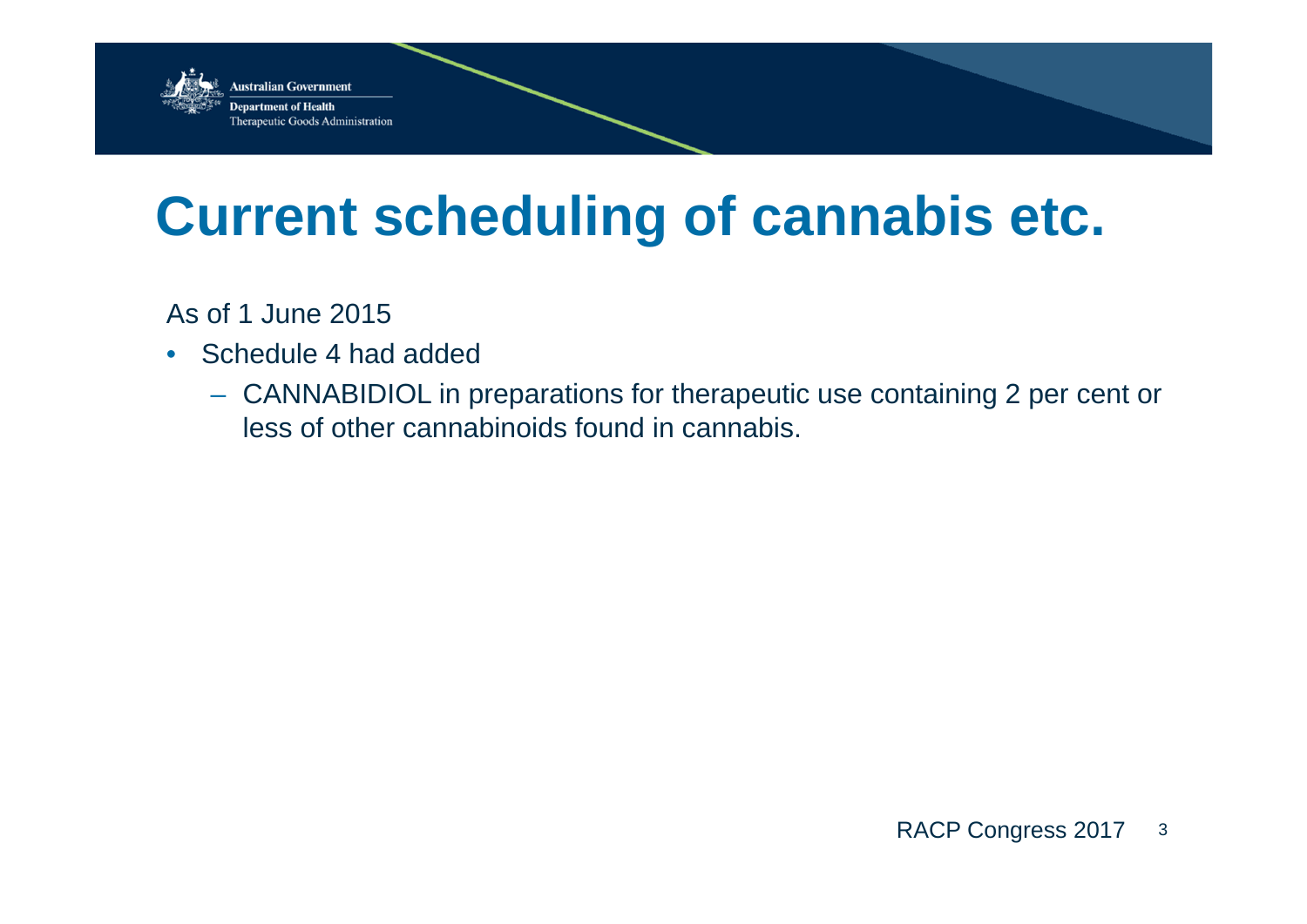# Current scheduling of cannabis etc.

As of 1 June 2015

- Schedule 4 had added
  - CANNABIDIOL in preparations for therapeutic use containing 2 per cent or less of other cannabinoids found in cannabis.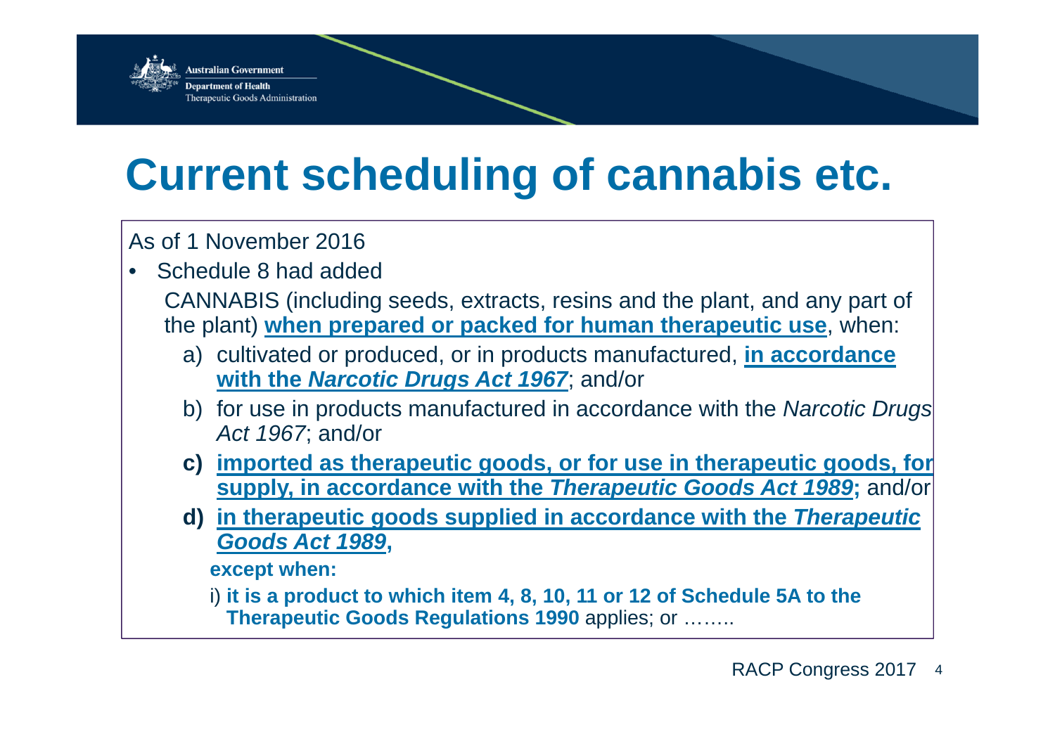# Current scheduling of cannabis etc.

As of 1 November 2016

- Schedule 8 had added

  CANNABIS (including seeds, extracts, resins and the plant, and any part of the plant) **when prepared or packed for human therapeutic use**, when:

  a) cultivated or produced, or in products manufactured, **in accordance with the *Narcotic Drugs Act 1967***; and/or

  b) for use in products manufactured in accordance with the *Narcotic Drugs Act 1967*; and/or

  **c) imported as therapeutic goods, or for use in therapeutic goods, for supply, in accordance with the *Therapeutic Goods Act 1989*;** and/or

  **d) in therapeutic goods supplied in accordance with the *Therapeutic Goods Act 1989*,**

  **except when:**

  i) **it is a product to which item 4, 8, 10, 11 or 12 of Schedule 5A to the Therapeutic Goods Regulations 1990** applies; or ……..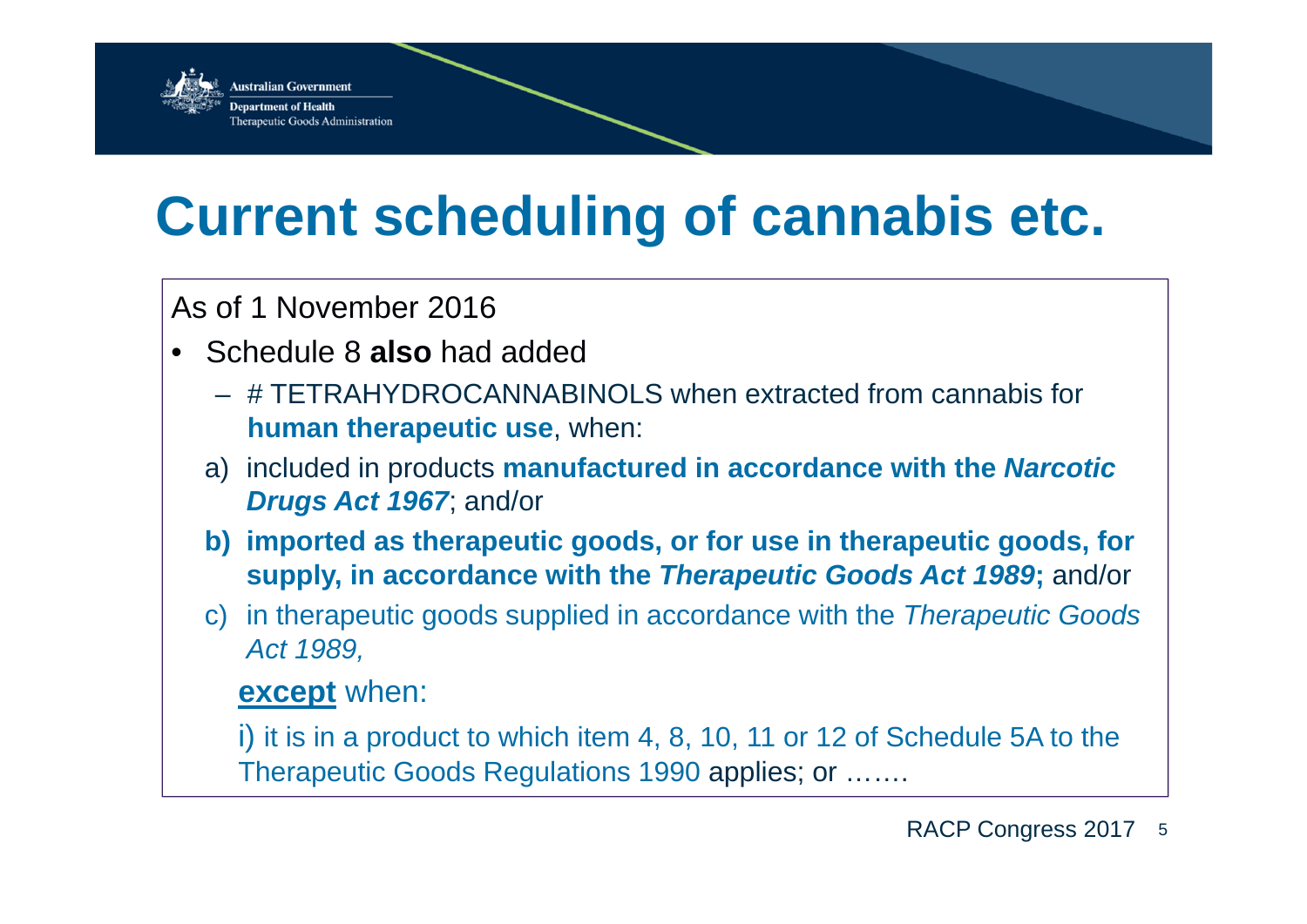# Current scheduling of cannabis etc.

As of 1 November 2016

- Schedule 8 **also** had added
  - # TETRAHYDROCANNABINOLS when extracted from cannabis for **human therapeutic use**, when:
  - a) included in products **manufactured in accordance with the *Narcotic Drugs Act 1967***; and/or
  - **b) imported as therapeutic goods, or for use in therapeutic goods, for supply, in accordance with the *Therapeutic Goods Act 1989*;** and/or
  - c) in therapeutic goods supplied in accordance with the *Therapeutic Goods Act 1989,*

    **except** when:

    i) it is in a product to which item 4, 8, 10, 11 or 12 of Schedule 5A to the Therapeutic Goods Regulations 1990 applies; or …….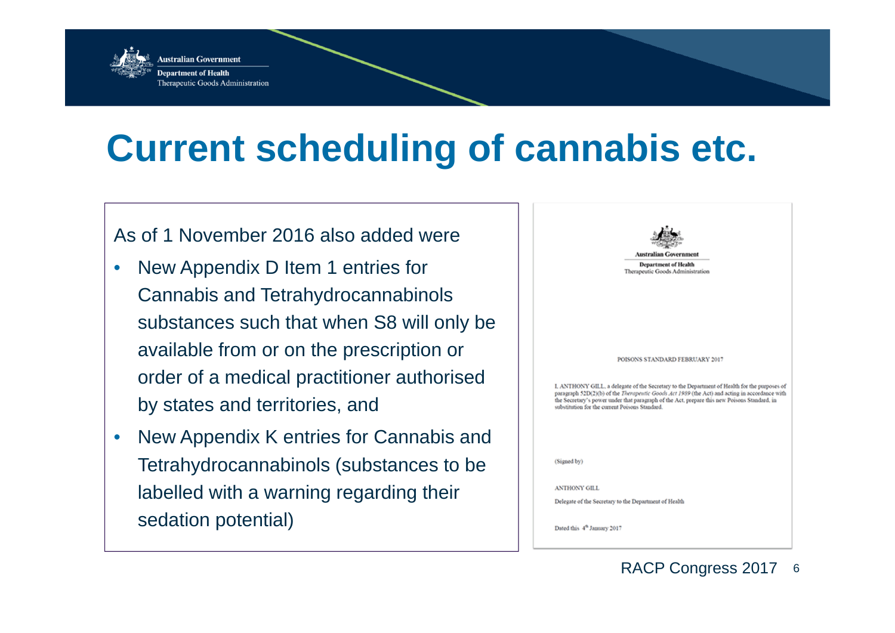# Current scheduling of cannabis etc.

As of 1 November 2016 also added were

- New Appendix D Item 1 entries for Cannabis and Tetrahydrocannabinols substances such that when S8 will only be available from or on the prescription or order of a medical practitioner authorised by states and territories, and
- New Appendix K entries for Cannabis and Tetrahydrocannabinols (substances to be labelled with a warning regarding their sedation potential)

Australian Government

Department of Health

Therapeutic Goods Administration

POISONS STANDARD FEBRUARY 2017

I, ANTHONY GILL, a delegate of the Secretary to the Department of Health for the purposes of paragraph 52D(2)(b) of the *Therapeutic Goods Act 1989* (the Act) and acting in accordance with the Secretary's power under that paragraph of the Act, prepare this new Poisons Standard, in substitution for the current Poisons Standard.

(Signed by)

ANTHONY GILL

Delegate of the Secretary to the Department of Health

Dated this 4th January 2017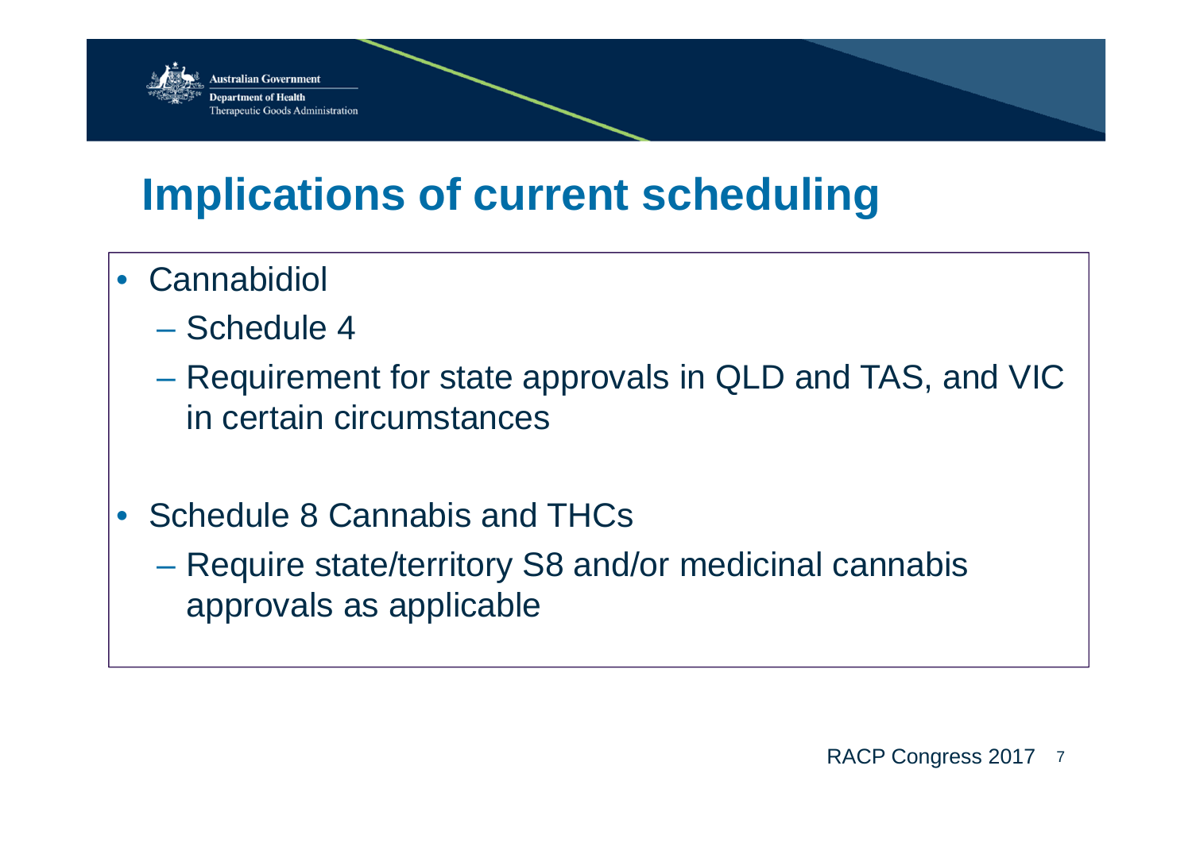# Implications of current scheduling

- Cannabidiol
  - Schedule 4
  - Requirement for state approvals in QLD and TAS, and VIC in certain circumstances

- Schedule 8 Cannabis and THCs
  - Require state/territory S8 and/or medicinal cannabis approvals as applicable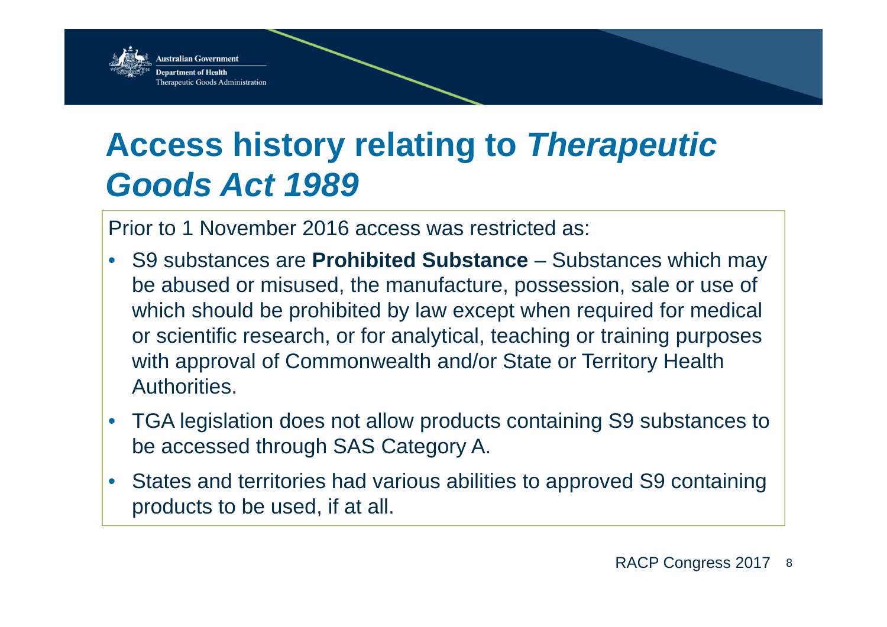# Access history relating to *Therapeutic Goods Act 1989*

Prior to 1 November 2016 access was restricted as:

- S9 substances are **Prohibited Substance** – Substances which may be abused or misused, the manufacture, possession, sale or use of which should be prohibited by law except when required for medical or scientific research, or for analytical, teaching or training purposes with approval of Commonwealth and/or State or Territory Health Authorities.
- TGA legislation does not allow products containing S9 substances to be accessed through SAS Category A.
- States and territories had various abilities to approved S9 containing products to be used, if at all.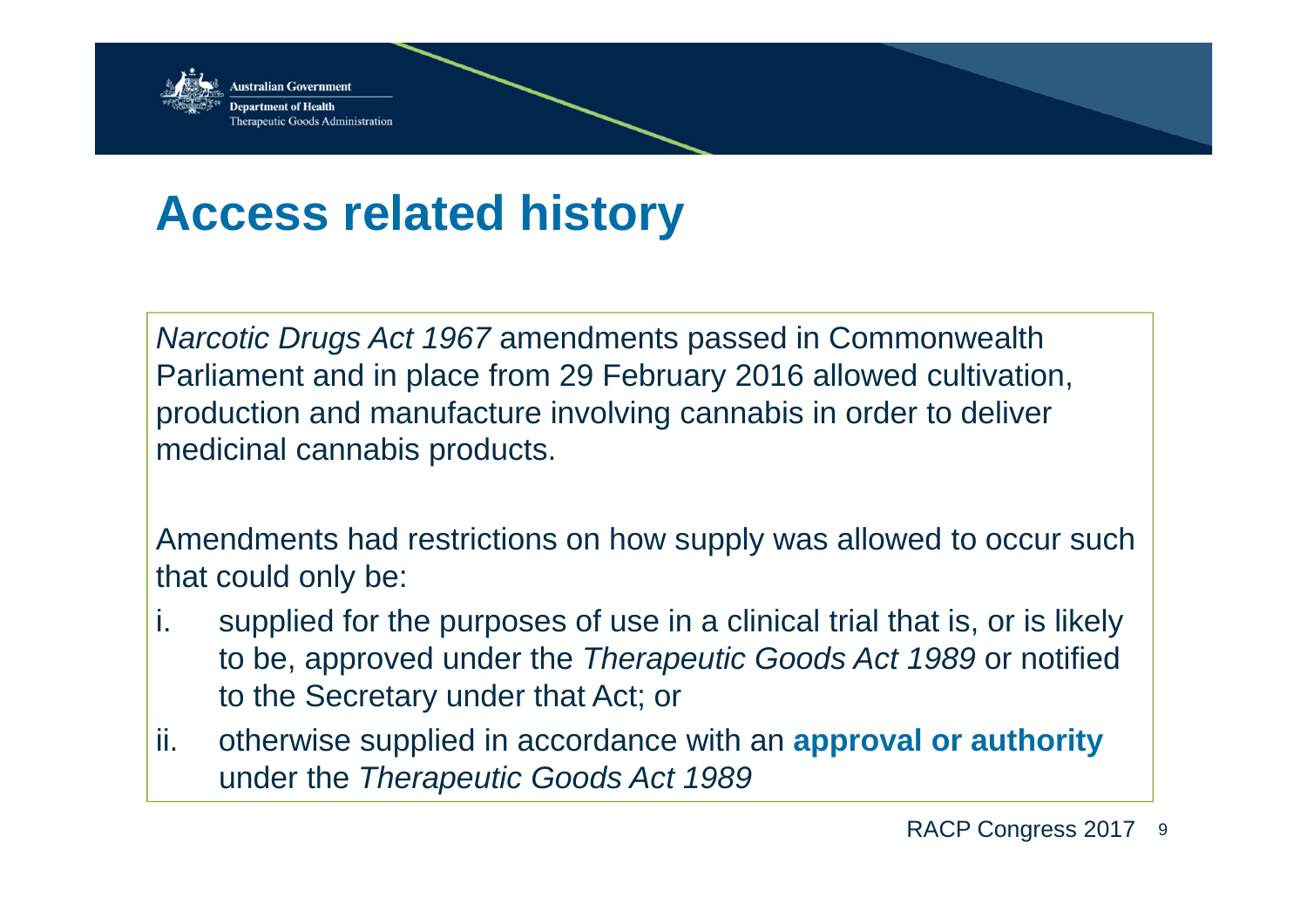# Access related history

*Narcotic Drugs Act 1967* amendments passed in Commonwealth Parliament and in place from 29 February 2016 allowed cultivation, production and manufacture involving cannabis in order to deliver medicinal cannabis products.

Amendments had restrictions on how supply was allowed to occur such that could only be:

i. supplied for the purposes of use in a clinical trial that is, or is likely to be, approved under the *Therapeutic Goods Act 1989* or notified to the Secretary under that Act; or

ii. otherwise supplied in accordance with an **approval or authority** under the *Therapeutic Goods Act 1989*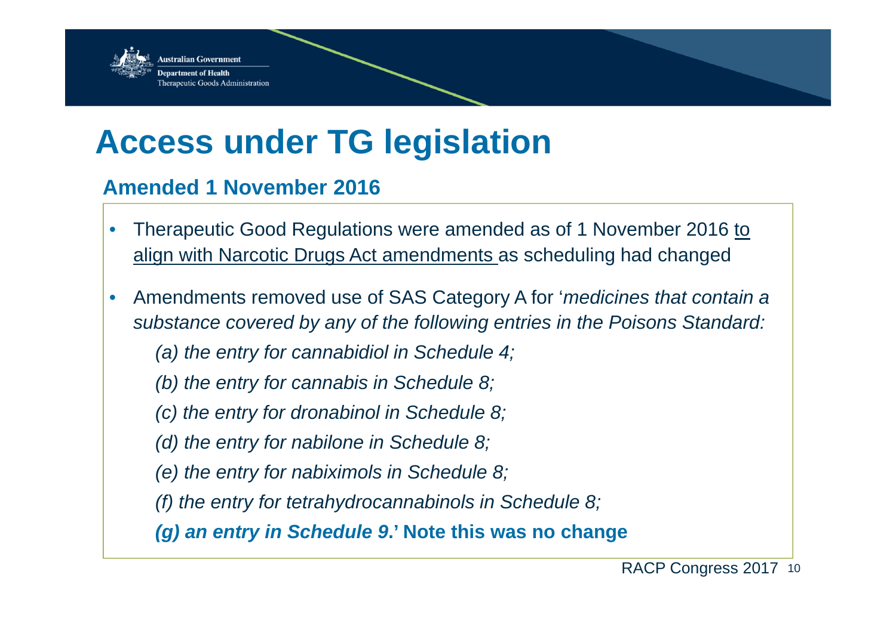# Access under TG legislation

## Amended 1 November 2016

- Therapeutic Good Regulations were amended as of 1 November 2016 to align with Narcotic Drugs Act amendments as scheduling had changed
- Amendments removed use of SAS Category A for '*medicines that contain a substance covered by any of the following entries in the Poisons Standard:*

  *(a) the entry for cannabidiol in Schedule 4;*

  *(b) the entry for cannabis in Schedule 8;*

  *(c) the entry for dronabinol in Schedule 8;*

  *(d) the entry for nabilone in Schedule 8;*

  *(e) the entry for nabiximols in Schedule 8;*

  *(f) the entry for tetrahydrocannabinols in Schedule 8;*

  ***(g) an entry in Schedule 9*.' Note this was no change**

RACP Congress 2017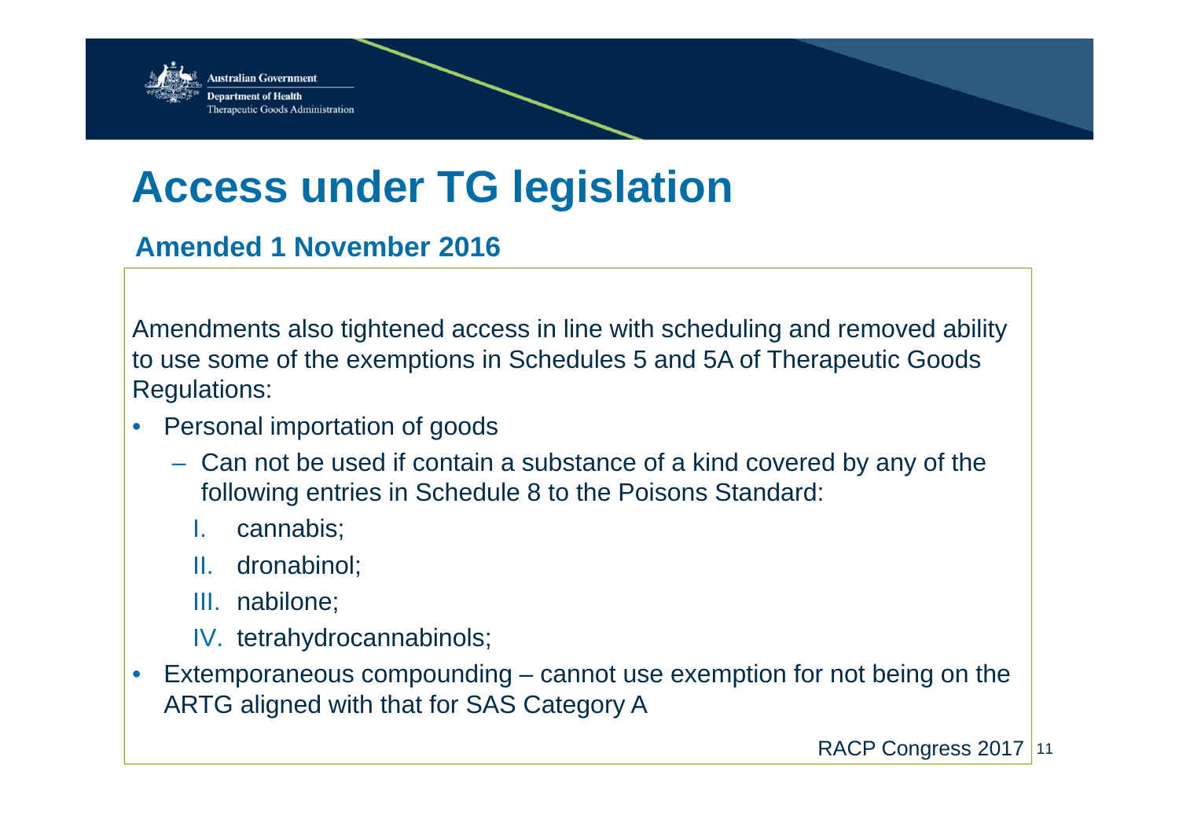# Access under TG legislation

## Amended 1 November 2016

Amendments also tightened access in line with scheduling and removed ability to use some of the exemptions in Schedules 5 and 5A of Therapeutic Goods Regulations:

- Personal importation of goods
  - Can not be used if contain a substance of a kind covered by any of the following entries in Schedule 8 to the Poisons Standard:
    1. cannabis;
    2. dronabinol;
    3. nabilone;
    4. tetrahydrocannabinols;
- Extemporaneous compounding – cannot use exemption for not being on the ARTG aligned with that for SAS Category A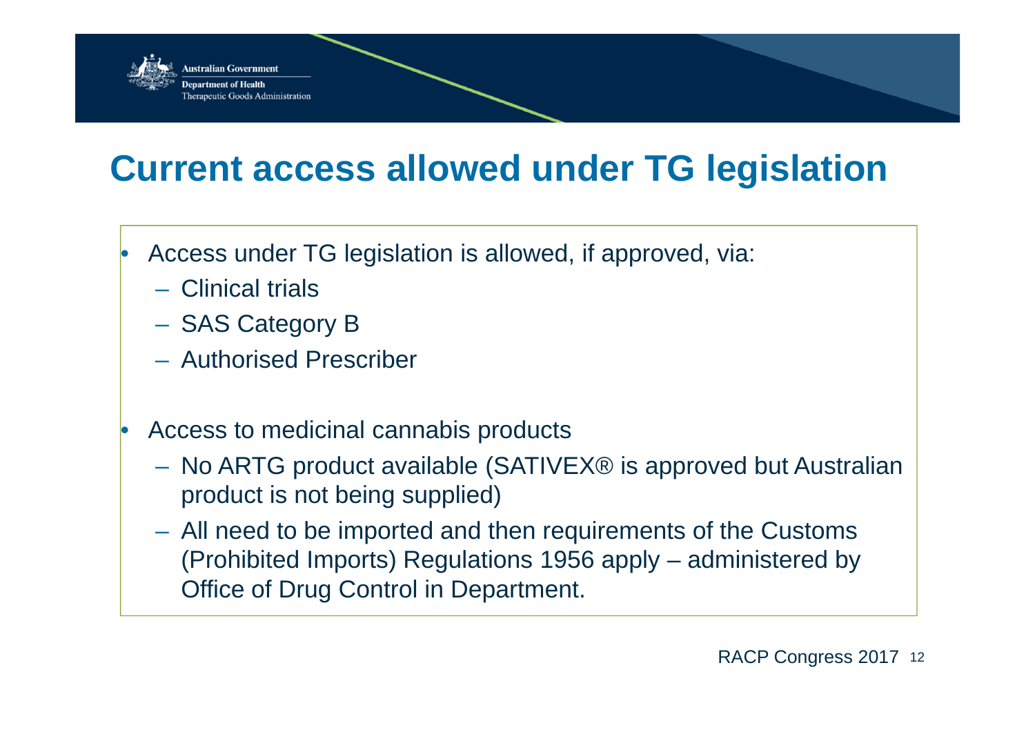# Current access allowed under TG legislation

- Access under TG legislation is allowed, if approved, via:
  - Clinical trials
  - SAS Category B
  - Authorised Prescriber
- Access to medicinal cannabis products
  - No ARTG product available (SATIVEX® is approved but Australian product is not being supplied)
  - All need to be imported and then requirements of the Customs (Prohibited Imports) Regulations 1956 apply – administered by Office of Drug Control in Department.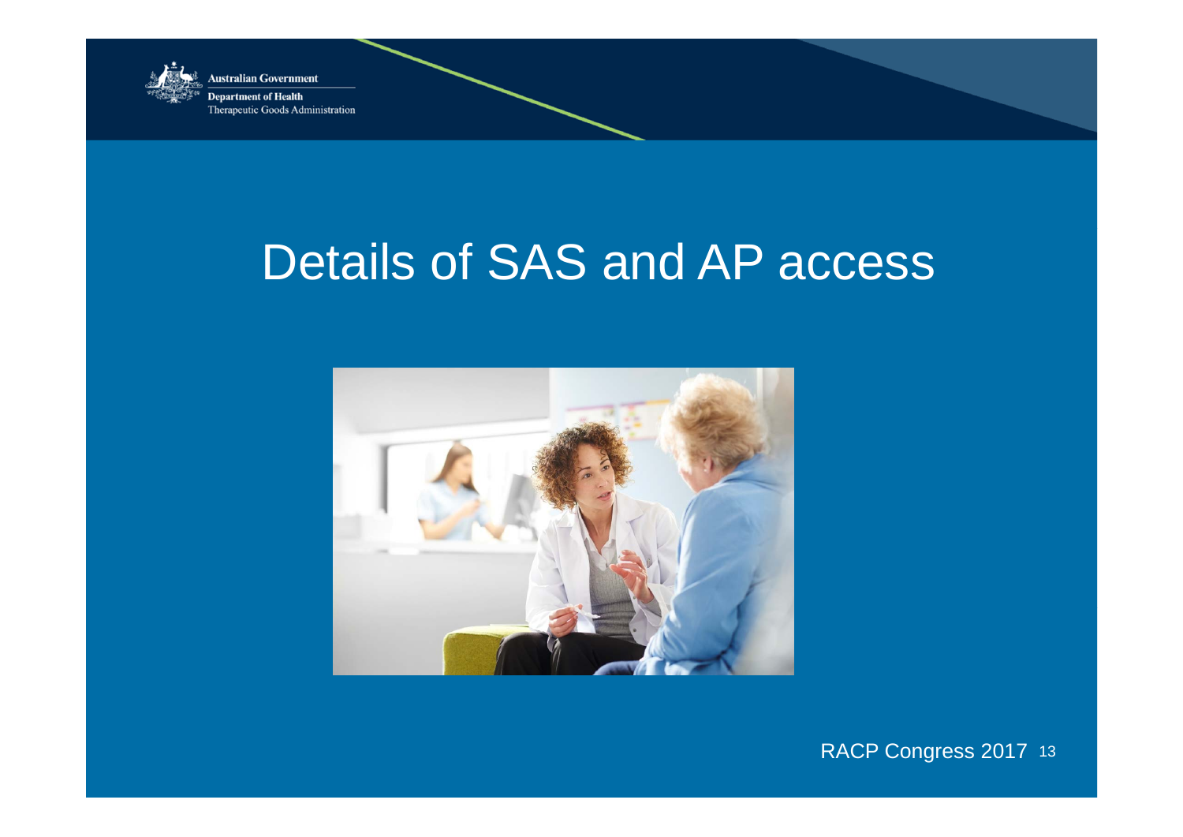# Details of SAS and AP access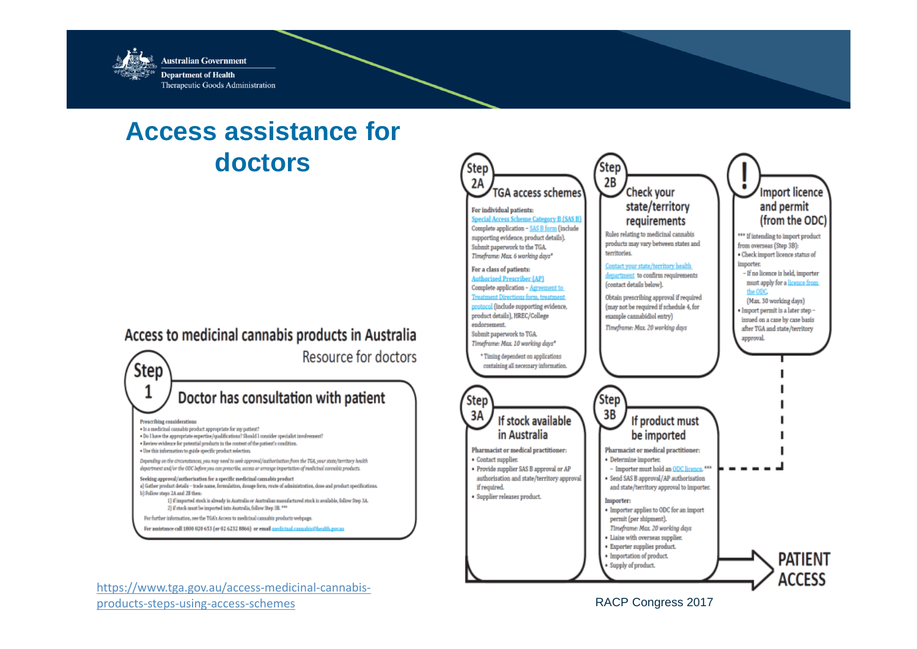# Access assistance for doctors

## Access to medicinal cannabis products in Australia

Resource for doctors

### Step 1 — Doctor has consultation with patient

**Prescribing considerations**

- Is a medicinal cannabis product appropriate for my patient?
- Do I have the appropriate expertise/qualifications? Should I consider specialist involvement?
- Review evidence for potential products in the context of the patient's condition.
- Use this information to guide specific product selection.

*Depending on the circumstances, you may need to seek approval/authorisation from the TGA, your state/territory health department and/or the ODC before you can prescribe, access or arrange importation of medicinal cannabis products.*

**Seeking approval/authorisation for a specific medicinal cannabis product**

a) Gather product details – trade name, formulation, dosage form, route of administration, dose and product specifications.
b) Follow steps 2A and 2B then:
1) If imported stock is already in Australia or Australian manufactured stock is available, follow Step 3A.
2) If stock must be imported into Australia, follow Step 3B. ***

For further information, see the TGA's Access to medicinal cannabis products webpage.

For assistance call 1800 020 653 (or 02 6232 8866) or email medicinal.cannabis@health.gov.au

### Step 2A — TGA access schemes

**For individual patients:**
Special Access Scheme Category B (SAS B)
Complete application – SAS B form (include supporting evidence, product details).
Submit paperwork to the TGA.
*Timeframe: Max. 6 working days**

**For a class of patients:**
Authorised Prescriber (AP)
Complete application – Agreement to Treatment Directions form, treatment protocol (include supporting evidence, product details), HREC/College endorsement.
Submit paperwork to TGA.
*Timeframe: Max. 10 working days**

* Timing dependent on applications containing all necessary information.

### Step 2B — Check your state/territory requirements

Rules relating to medicinal cannabis products may vary between states and territories.

Contact your state/territory health department to confirm requirements (contact details below).

Obtain prescribing approval if required (may not be required if schedule 4, for example cannabidiol entry)

*Timeframe: Max. 20 working days*

### ! Import licence and permit (from the ODC)

*** If intending to import product from overseas (Step 3B):
- Check import licence status of importer.
  - If no licence is held, importer must apply for a licence from the ODC. (Max. 30 working days)
- Import permit is a later step – issued on a case by case basis after TGA and state/territory approval.

### Step 3A — If stock available in Australia

**Pharmacist or medical practitioner:**
- Contact supplier.
- Provide supplier SAS B approval or AP authorisation and state/territory approval if required.
- Supplier releases product.

### Step 3B — If product must be imported

**Pharmacist or medical practitioner:**
- Determine importer.
  - Importer must hold an ODC licence. ***
- Send SAS B approval/AP authorisation and state/territory approval to importer.

**Importer:**
- Importer applies to ODC for an import permit (per shipment).
  *Timeframe: Max. 20 working days*
- Liaise with overseas supplier.
- Exporter supplies product.
- Importation of product.
- Supply of product.

**PATIENT ACCESS**

https://www.tga.gov.au/access-medicinal-cannabis-products-steps-using-access-schemes

RACP Congress 2017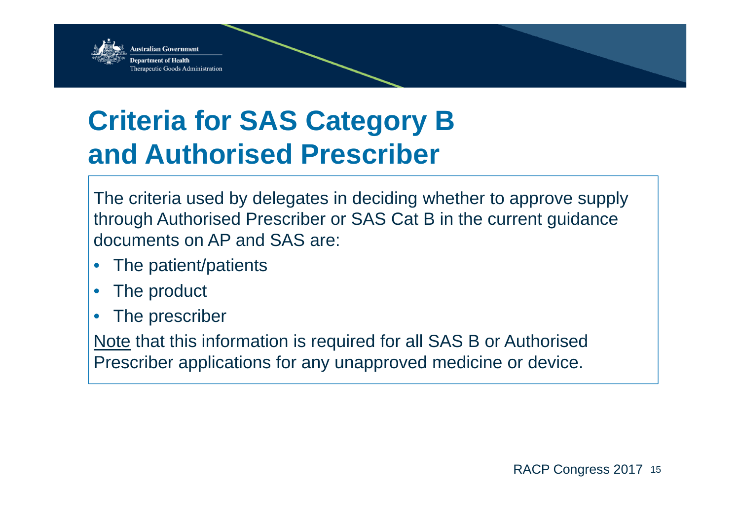# Criteria for SAS Category B and Authorised Prescriber

The criteria used by delegates in deciding whether to approve supply through Authorised Prescriber or SAS Cat B in the current guidance documents on AP and SAS are:

- The patient/patients
- The product
- The prescriber

<u>Note</u> that this information is required for all SAS B or Authorised Prescriber applications for any unapproved medicine or device.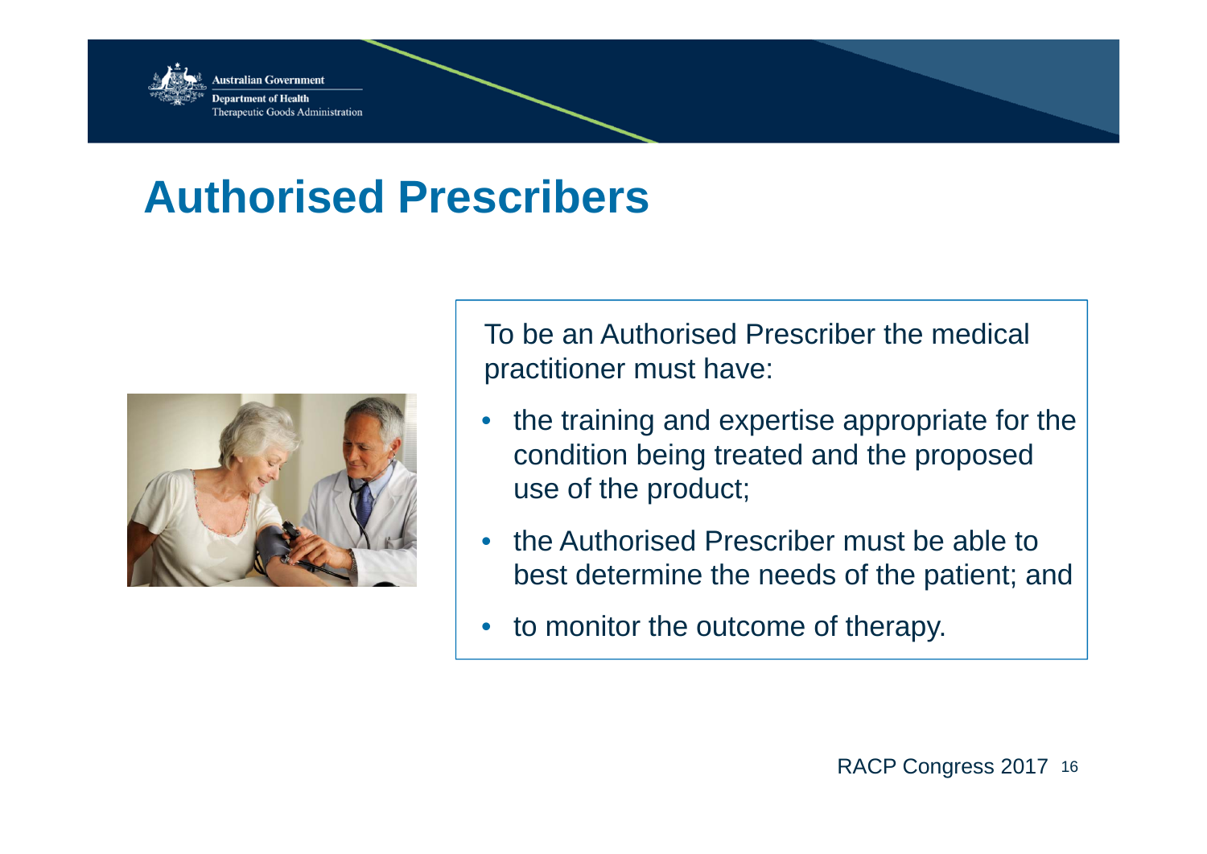# Authorised Prescribers

To be an Authorised Prescriber the medical practitioner must have:

- the training and expertise appropriate for the condition being treated and the proposed use of the product;
- the Authorised Prescriber must be able to best determine the needs of the patient; and
- to monitor the outcome of therapy.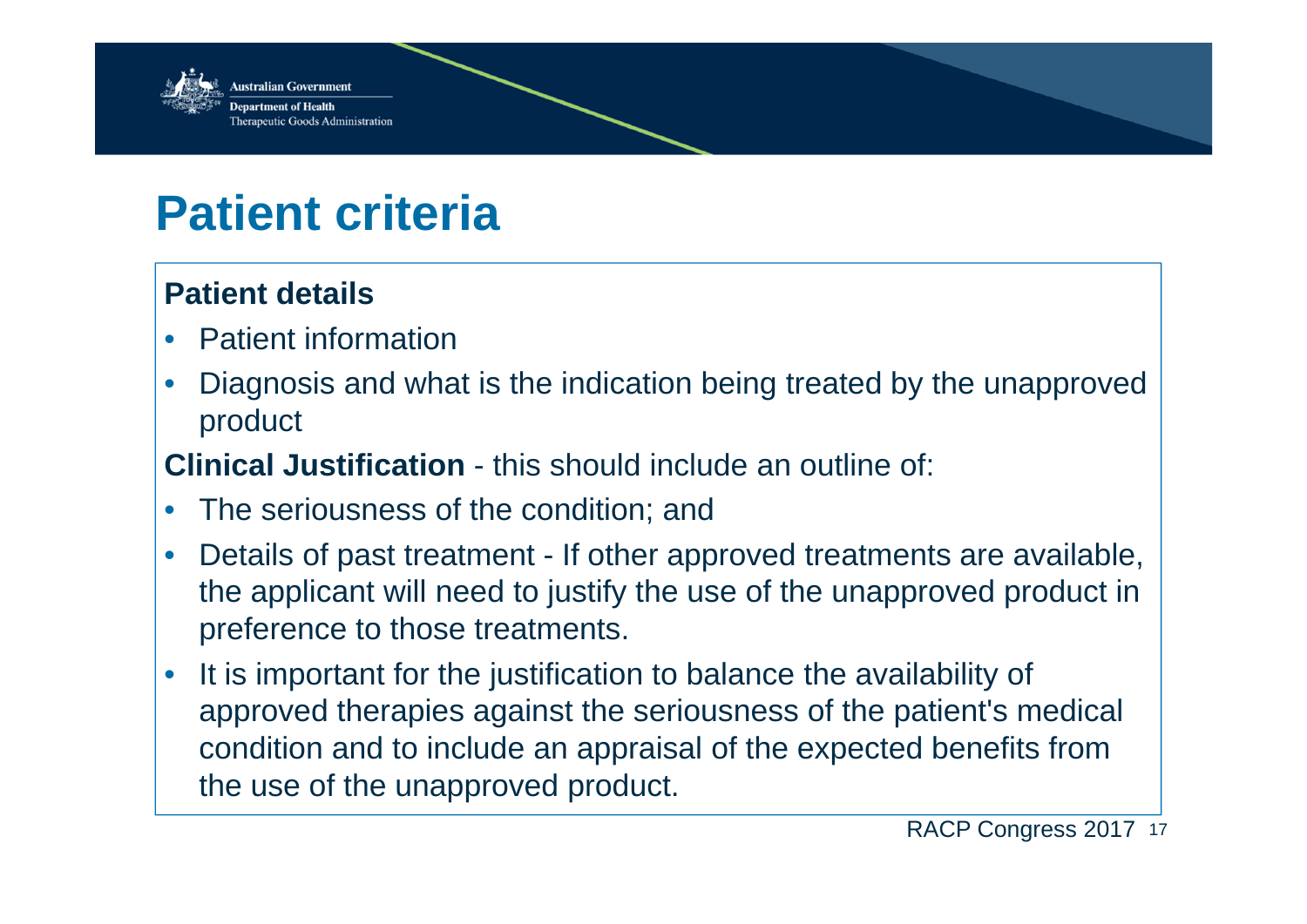# Patient criteria

**Patient details**

- Patient information
- Diagnosis and what is the indication being treated by the unapproved product

**Clinical Justification** - this should include an outline of:

- The seriousness of the condition; and
- Details of past treatment - If other approved treatments are available, the applicant will need to justify the use of the unapproved product in preference to those treatments.
- It is important for the justification to balance the availability of approved therapies against the seriousness of the patient's medical condition and to include an appraisal of the expected benefits from the use of the unapproved product.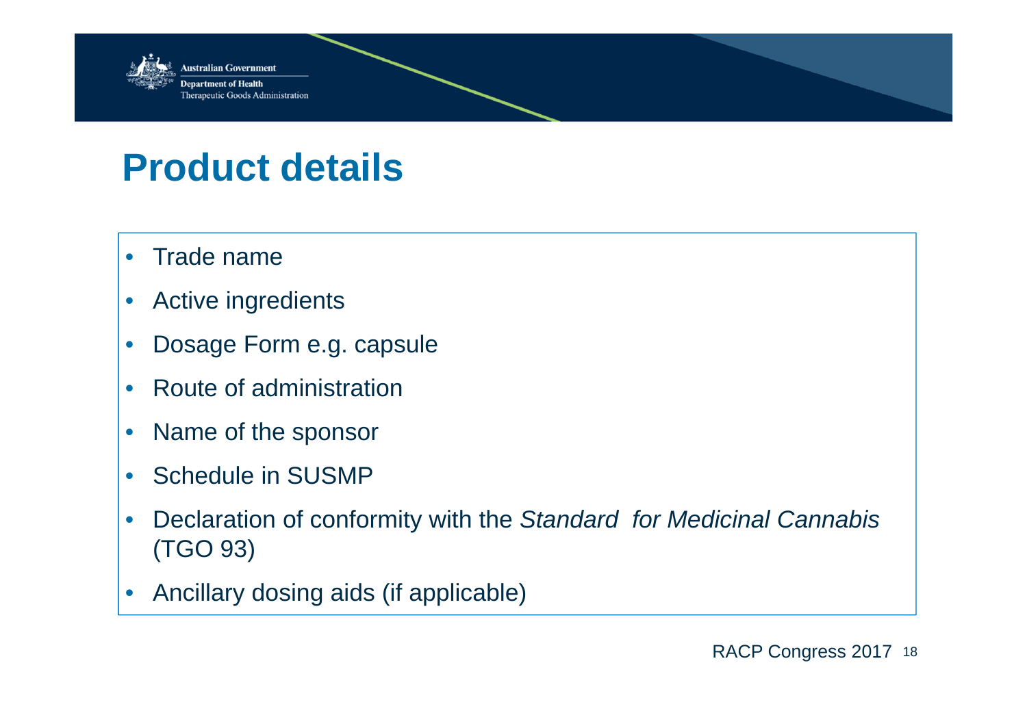# Product details

- Trade name
- Active ingredients
- Dosage Form e.g. capsule
- Route of administration
- Name of the sponsor
- Schedule in SUSMP
- Declaration of conformity with the *Standard for Medicinal Cannabis* (TGO 93)
- Ancillary dosing aids (if applicable)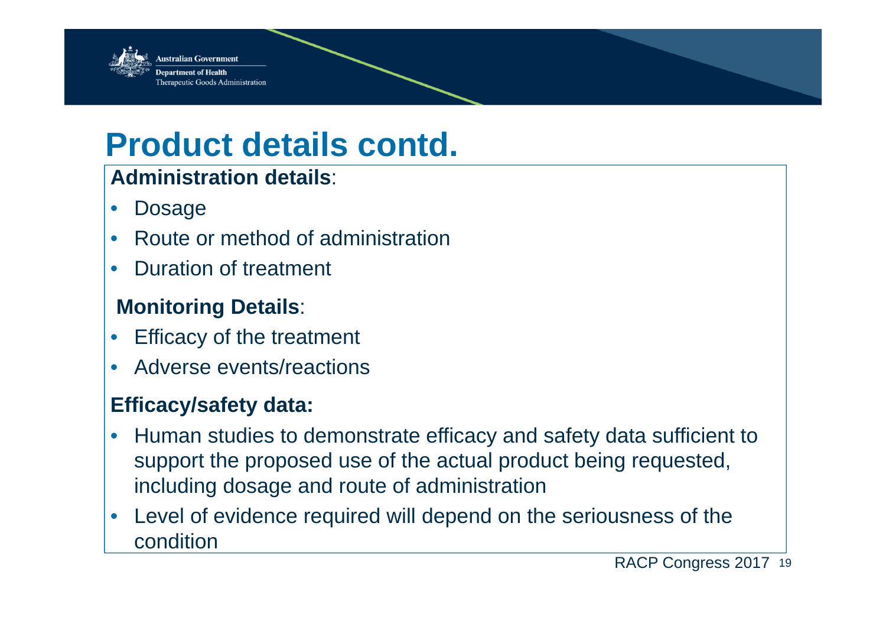# Product details contd.

**Administration details**:

- Dosage
- Route or method of administration
- Duration of treatment

**Monitoring Details**:

- Efficacy of the treatment
- Adverse events/reactions

**Efficacy/safety data:**

- Human studies to demonstrate efficacy and safety data sufficient to support the proposed use of the actual product being requested, including dosage and route of administration
- Level of evidence required will depend on the seriousness of the condition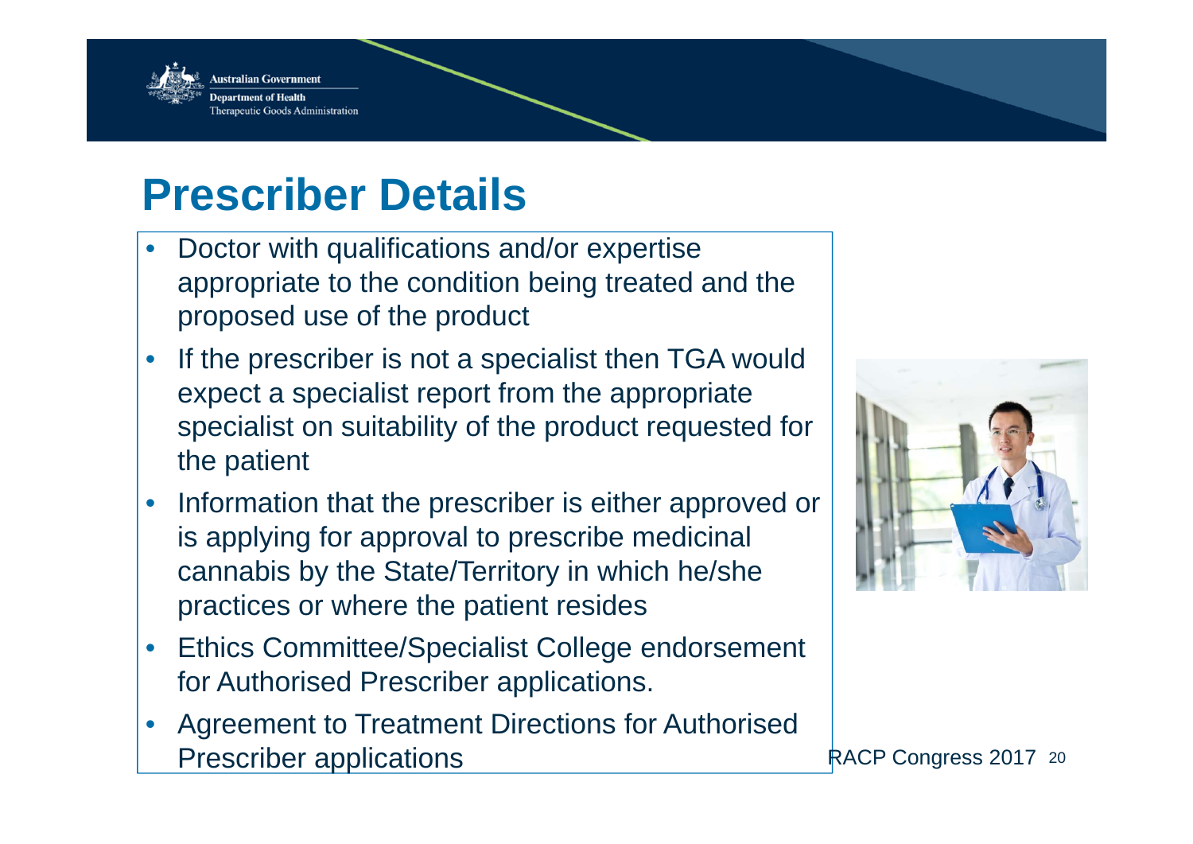# Prescriber Details

- Doctor with qualifications and/or expertise appropriate to the condition being treated and the proposed use of the product
- If the prescriber is not a specialist then TGA would expect a specialist report from the appropriate specialist on suitability of the product requested for the patient
- Information that the prescriber is either approved or is applying for approval to prescribe medicinal cannabis by the State/Territory in which he/she practices or where the patient resides
- Ethics Committee/Specialist College endorsement for Authorised Prescriber applications.
- Agreement to Treatment Directions for Authorised Prescriber applications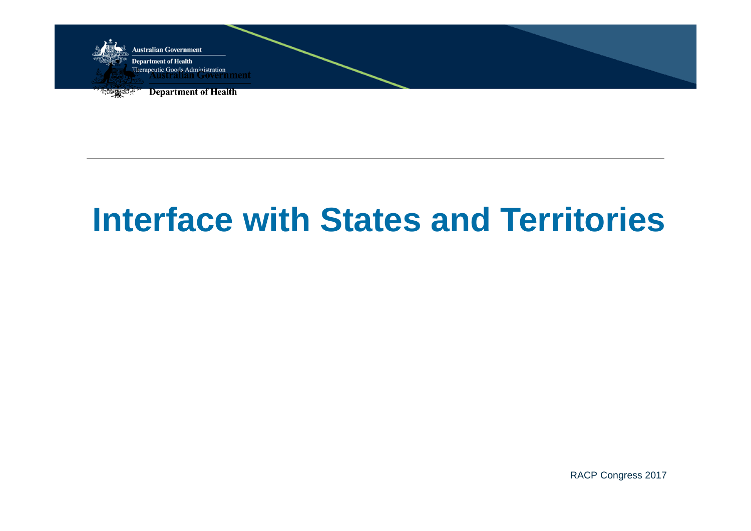# Interface with States and Territories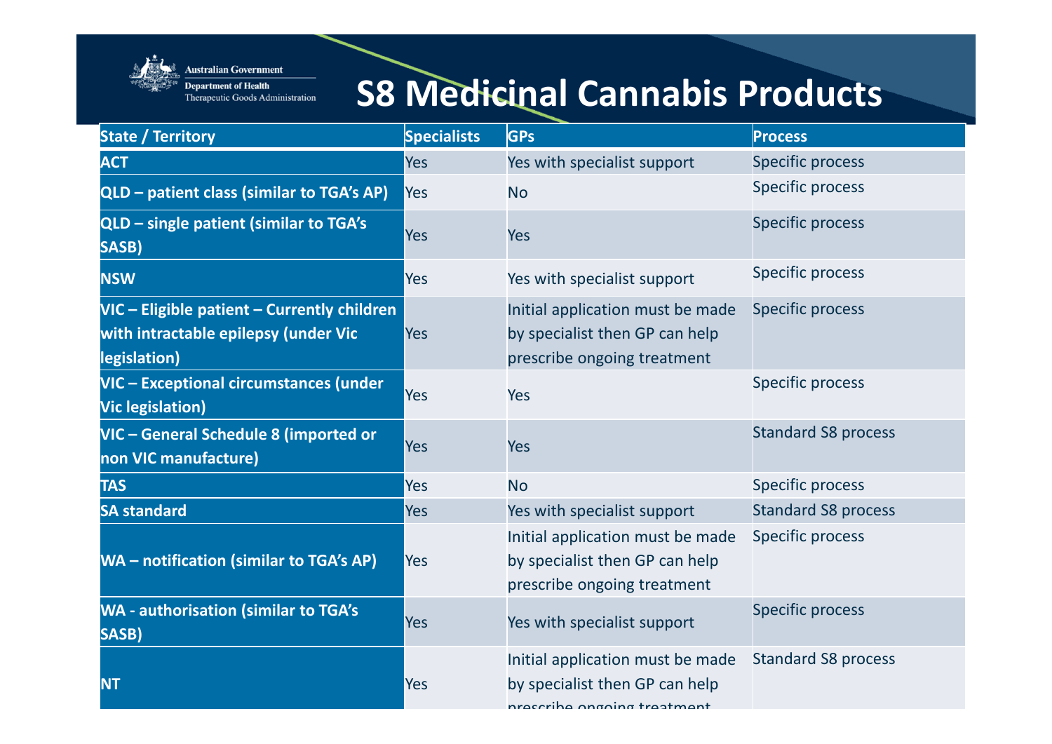# S8 Medicinal Cannabis Products

| State / Territory | Specialists | GPs | Process |
|---|---|---|---|
| ACT | Yes | Yes with specialist support | Specific process |
| QLD – patient class (similar to TGA's AP) | Yes | No | Specific process |
| QLD – single patient (similar to TGA's SASB) | Yes | Yes | Specific process |
| NSW | Yes | Yes with specialist support | Specific process |
| VIC – Eligible patient – Currently children with intractable epilepsy (under Vic legislation) | Yes | Initial application must be made by specialist then GP can help prescribe ongoing treatment | Specific process |
| VIC – Exceptional circumstances (under Vic legislation) | Yes | Yes | Specific process |
| VIC – General Schedule 8 (imported or non VIC manufacture) | Yes | Yes | Standard S8 process |
| TAS | Yes | No | Specific process |
| SA standard | Yes | Yes with specialist support | Standard S8 process |
| WA – notification (similar to TGA's AP) | Yes | Initial application must be made by specialist then GP can help prescribe ongoing treatment | Specific process |
| WA - authorisation (similar to TGA's SASB) | Yes | Yes with specialist support | Specific process |
| NT | Yes | Initial application must be made by specialist then GP can help prescribe ongoing treatment | Standard S8 process |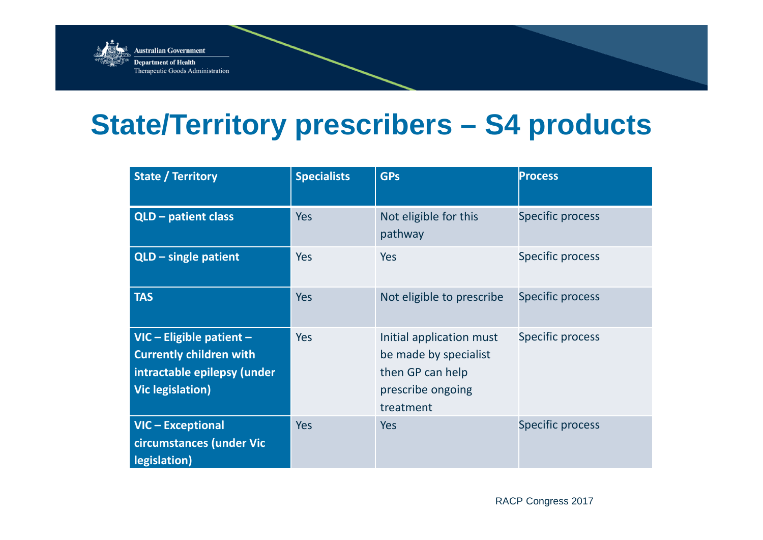# State/Territory prescribers – S4 products

| State / Territory | Specialists | GPs | Process |
|---|---|---|---|
| **QLD – patient class** | Yes | Not eligible for this pathway | Specific process |
| **QLD – single patient** | Yes | Yes | Specific process |
| **TAS** | Yes | Not eligible to prescribe | Specific process |
| **VIC – Eligible patient – Currently children with intractable epilepsy (under Vic legislation)** | Yes | Initial application must be made by specialist then GP can help prescribe ongoing treatment | Specific process |
| **VIC – Exceptional circumstances (under Vic legislation)** | Yes | Yes | Specific process |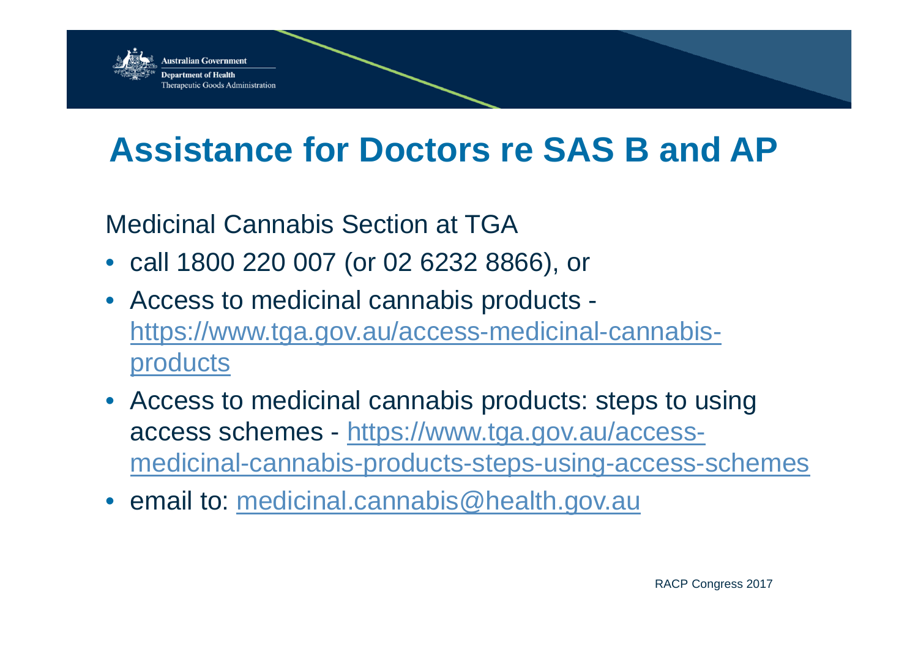# Assistance for Doctors re SAS B and AP

Medicinal Cannabis Section at TGA

- call 1800 220 007 (or 02 6232 8866), or
- Access to medicinal cannabis products - https://www.tga.gov.au/access-medicinal-cannabis-products
- Access to medicinal cannabis products: steps to using access schemes - https://www.tga.gov.au/access-medicinal-cannabis-products-steps-using-access-schemes
- email to: medicinal.cannabis@health.gov.au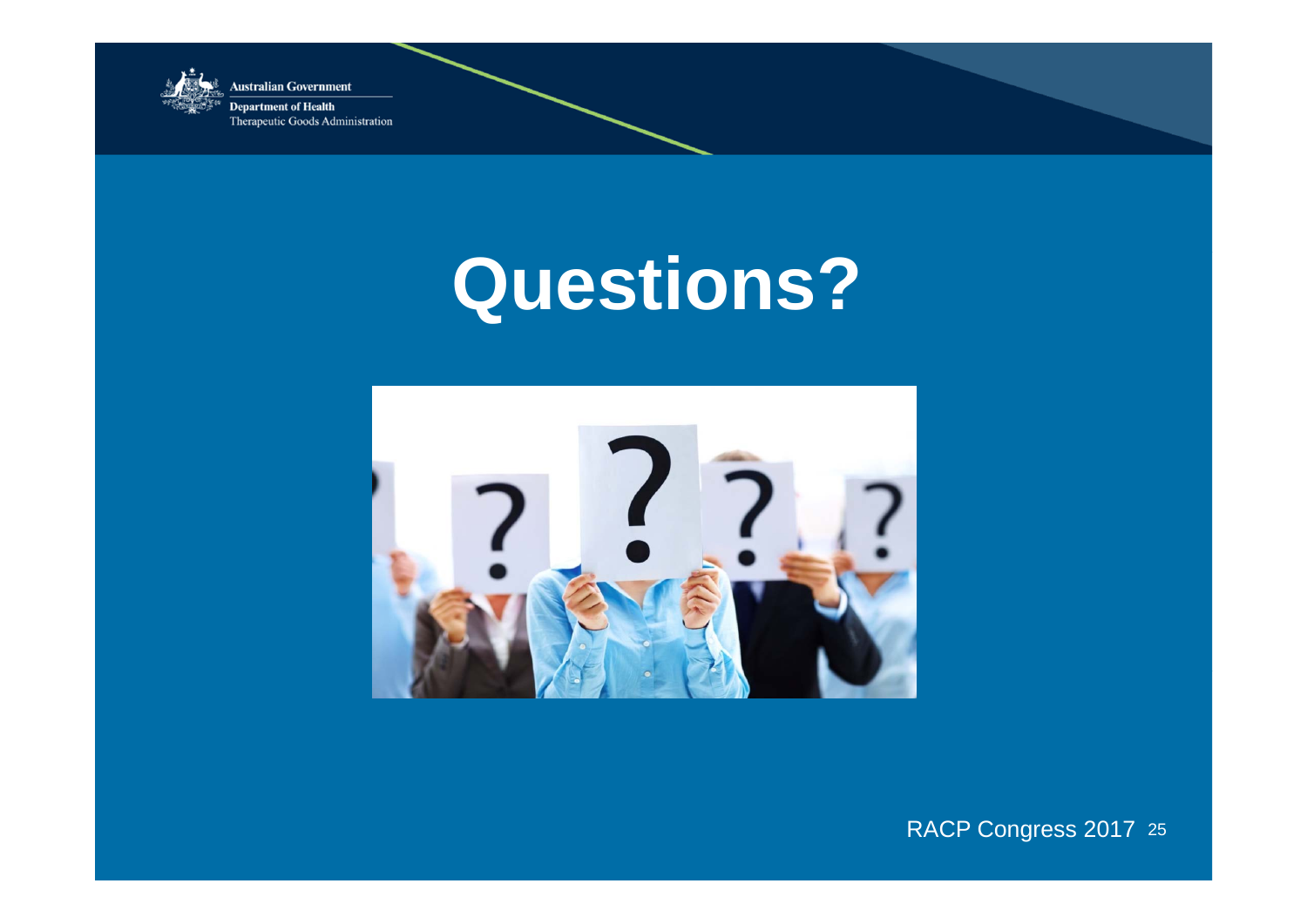# Questions?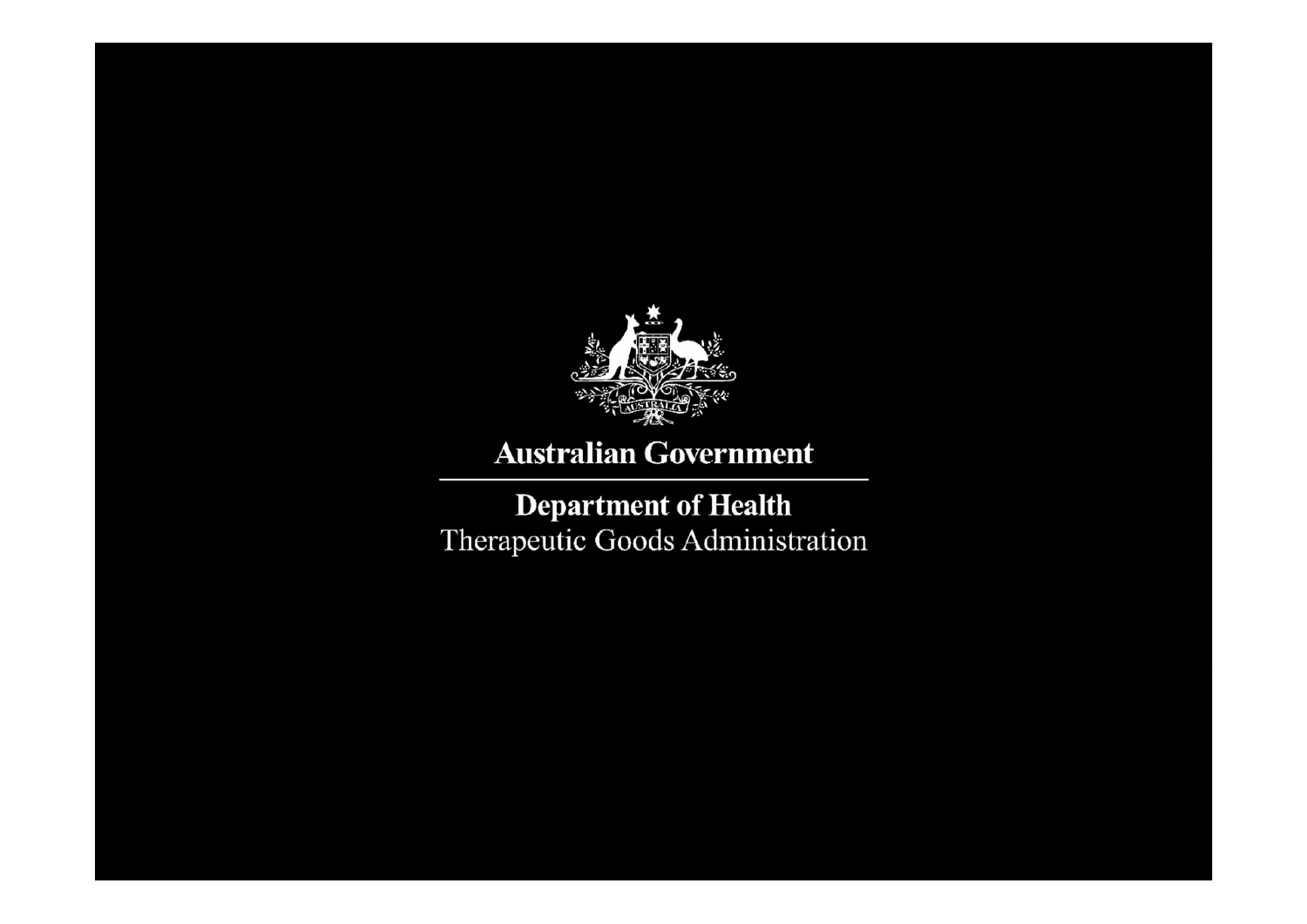Australian Government

Department of Health

Therapeutic Goods Administration